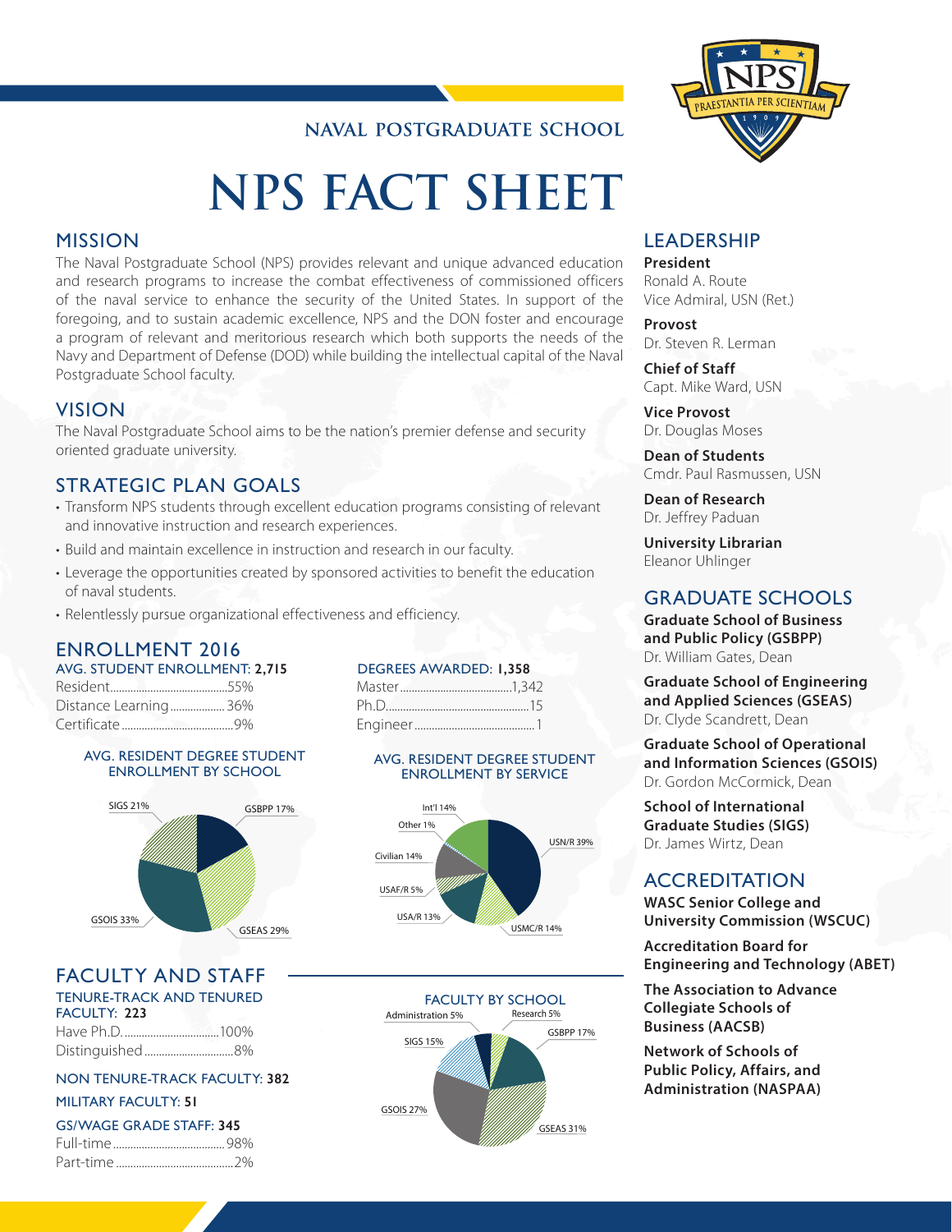NAVAL POSTGRADUATE SCHOOL

# NPS FACT SHEET

## MISSION

The Naval Postgraduate School (NPS) provides relevant and unique advanced education and research programs to increase the combat effectiveness of commissioned officers of the naval service to enhance the security of the United States. In support of the foregoing, and to sustain academic excellence, NPS and the DON foster and encourage a program of relevant and meritorious research which both supports the needs of the Navy and Department of Defense (DOD) while building the intellectual capital of the Naval Postgraduate School faculty.

## VISION

The Naval Postgraduate School aims to be the nation's premier defense and security oriented graduate university.

## STRATEGIC PLAN GOALS

- Transform NPS students through excellent education programs consisting of relevant and innovative instruction and research experiences.
- Build and maintain excellence in instruction and research in our faculty.
- Leverage the opportunities created by sponsored activities to benefit the education of naval students.
- Relentlessly pursue organizational effectiveness and efficiency.

## ENROLLMENT 2016

**AVG. STUDENT ENROLLMENT: 2,715**

| | |
|---|---|
| Resident | 55% |
| Distance Learning | 36% |
| Certificate | 9% |

**DEGREES AWARDED: 1,358**

| | |
|---|---|
| Master | 1,342 |
| Ph.D. | 15 |
| Engineer | 1 |

**AVG. RESIDENT DEGREE STUDENT ENROLLMENT BY SCHOOL**

| School | % |
|---|---|
| SIGS | 21% |
| GSBPP | 17% |
| GSEAS | 29% |
| GSOIS | 33% |

**AVG. RESIDENT DEGREE STUDENT ENROLLMENT BY SERVICE**

| Service | % |
|---|---|
| USN/R | 39% |
| USMC/R | 14% |
| USA/R | 13% |
| USAF/R | 5% |
| Civilian | 14% |
| Other | 1% |
| Int'l | 14% |

## FACULTY AND STAFF

**TENURE-TRACK AND TENURED FACULTY: 223**

| | |
|---|---|
| Have Ph.D. | 100% |
| Distinguished | 8% |

**NON TENURE-TRACK FACULTY: 382**

**MILITARY FACULTY: 51**

**GS/WAGE GRADE STAFF: 345**

| | |
|---|---|
| Full-time | 98% |
| Part-time | 2% |

**FACULTY BY SCHOOL**

| School | % |
|---|---|
| Administration | 5% |
| Research | 5% |
| GSBPP | 17% |
| GSEAS | 31% |
| GSOIS | 27% |
| SIGS | 15% |

## LEADERSHIP

**President**
Ronald A. Route
Vice Admiral, USN (Ret.)

**Provost**
Dr. Steven R. Lerman

**Chief of Staff**
Capt. Mike Ward, USN

**Vice Provost**
Dr. Douglas Moses

**Dean of Students**
Cmdr. Paul Rasmussen, USN

**Dean of Research**
Dr. Jeffrey Paduan

**University Librarian**
Eleanor Uhlinger

## GRADUATE SCHOOLS

**Graduate School of Business and Public Policy (GSBPP)**
Dr. William Gates, Dean

**Graduate School of Engineering and Applied Sciences (GSEAS)**
Dr. Clyde Scandrett, Dean

**Graduate School of Operational and Information Sciences (GSOIS)**
Dr. Gordon McCormick, Dean

**School of International Graduate Studies (SIGS)**
Dr. James Wirtz, Dean

## ACCREDITATION

**WASC Senior College and University Commission (WSCUC)**

**Accreditation Board for Engineering and Technology (ABET)**

**The Association to Advance Collegiate Schools of Business (AACSB)**

**Network of Schools of Public Policy, Affairs, and Administration (NASPAA)**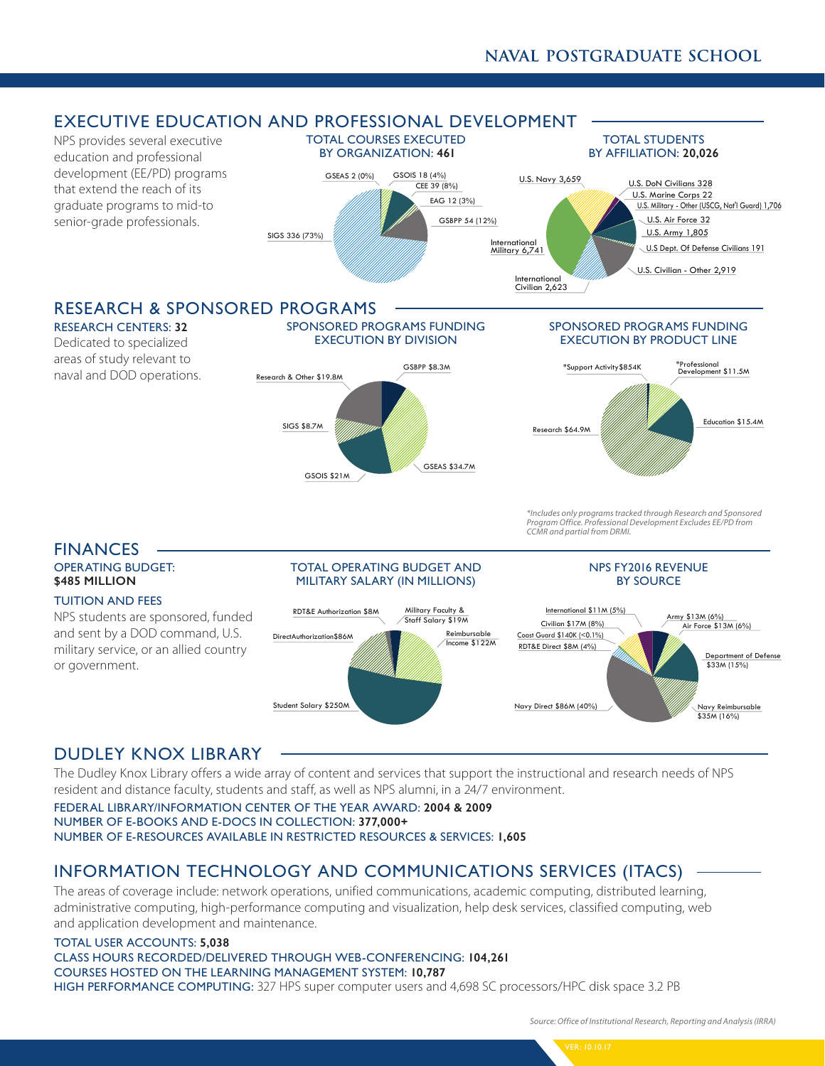## EXECUTIVE EDUCATION AND PROFESSIONAL DEVELOPMENT

NPS provides several executive education and professional development (EE/PD) programs that extend the reach of its graduate programs to mid-to senior-grade professionals.

TOTAL COURSES EXECUTED BY ORGANIZATION: **461**

GSEAS 2 (0%)
GSOIS 18 (4%)
CEE 39 (8%)
EAG 12 (3%)
GSBPP 54 (12%)
SIGS 336 (73%)

TOTAL STUDENTS BY AFFILIATION: **20,026**

U.S. Navy 3,659
U.S. DoN Civilians 328
U.S. Marine Corps 22
U.S. Military - Other (USCG, Nat'l Guard) 1,706
U.S. Air Force 32
U.S. Army 1,805
U.S Dept. Of Defense Civilians 191
U.S. Civilian - Other 2,919
International Civilian 2,623
International Military 6,741

## RESEARCH & SPONSORED PROGRAMS

RESEARCH CENTERS: **32**

Dedicated to specialized areas of study relevant to naval and DOD operations.

SPONSORED PROGRAMS FUNDING EXECUTION BY DIVISION

Research & Other $19.8M
GSBPP $8.3M
SIGS $8.7M
GSEAS $34.7M
GSOIS $21M

SPONSORED PROGRAMS FUNDING EXECUTION BY PRODUCT LINE

*Support Activity $854K
*Professional Development $11.5M
Education $15.4M
Research $64.9M

*Includes only programs tracked through Research and Sponsored Program Office. Professional Development Excludes EE/PD from CCMR and partial from DRMI.*

## FINANCES

OPERATING BUDGET: **$485 MILLION**

TUITION AND FEES

NPS students are sponsored, funded and sent by a DOD command, U.S. military service, or an allied country or government.

TOTAL OPERATING BUDGET AND MILITARY SALARY (IN MILLIONS)

RDT&E Authorization $8M
Military Faculty & Staff Salary $19M
DirectAuthorization $86M
Reimbursable Income $122M
Student Salary $250M

NPS FY2016 REVENUE BY SOURCE

International $11M (5%)
Civilian $17M (8%)
Coast Guard $140K (<0.1%)
RDT&E Direct $8M (4%)
Army $13M (6%)
Air Force $13M (6%)
Department of Defense $33M (15%)
Navy Direct $86M (40%)
Navy Reimbursable $35M (16%)

## DUDLEY KNOX LIBRARY

The Dudley Knox Library offers a wide array of content and services that support the instructional and research needs of NPS resident and distance faculty, students and staff, as well as NPS alumni, in a 24/7 environment.

FEDERAL LIBRARY/INFORMATION CENTER OF THE YEAR AWARD: **2004 & 2009**
NUMBER OF E-BOOKS AND E-DOCS IN COLLECTION: **377,000+**
NUMBER OF E-RESOURCES AVAILABLE IN RESTRICTED RESOURCES & SERVICES: **1,605**

## INFORMATION TECHNOLOGY AND COMMUNICATIONS SERVICES (ITACS)

The areas of coverage include: network operations, unified communications, academic computing, distributed learning, administrative computing, high-performance computing and visualization, help desk services, classified computing, web and application development and maintenance.

TOTAL USER ACCOUNTS: **5,038**
CLASS HOURS RECORDED/DELIVERED THROUGH WEB-CONFERENCING: **104,261**
COURSES HOSTED ON THE LEARNING MANAGEMENT SYSTEM: **10,787**
HIGH PERFORMANCE COMPUTING: 327 HPS super computer users and 4,698 SC processors/HPC disk space 3.2 PB

*Source: Office of Institutional Research, Reporting and Analysis (IRRA)*

VER: 10.10.17